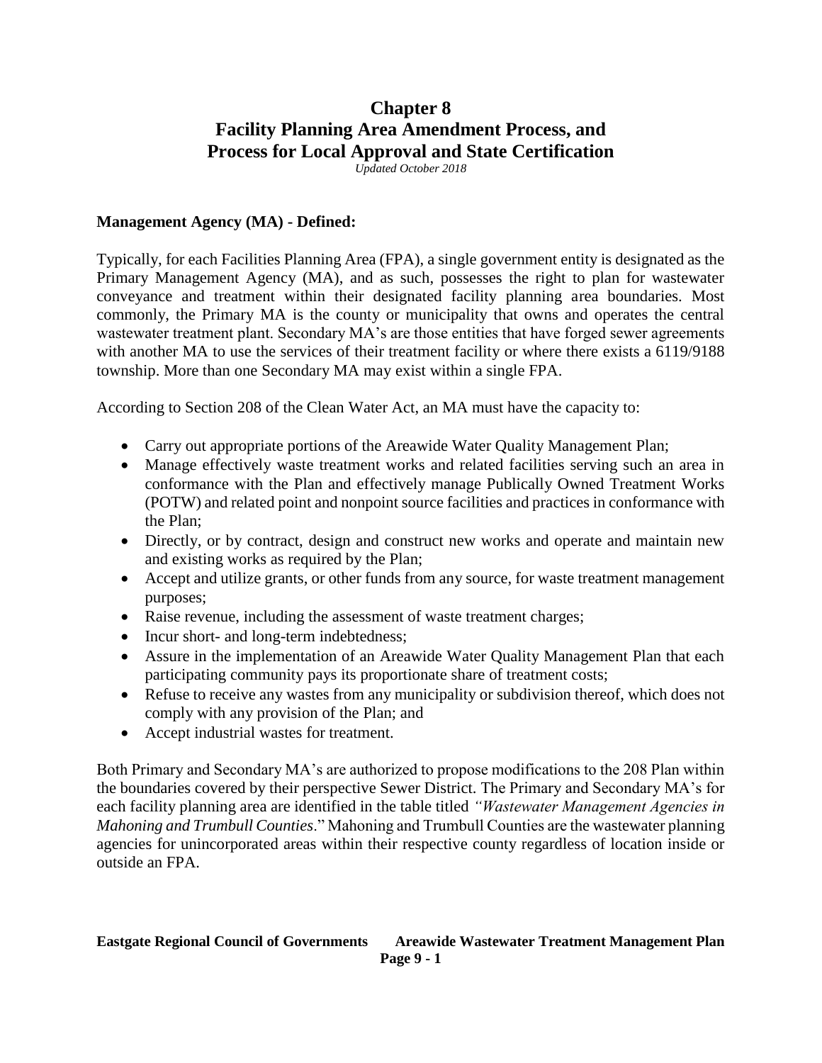# Chapter 8
# Facility Planning Area Amendment Process, and Process for Local Approval and State Certification

*Updated October 2018*

**Management Agency (MA) - Defined:**

Typically, for each Facilities Planning Area (FPA), a single government entity is designated as the Primary Management Agency (MA), and as such, possesses the right to plan for wastewater conveyance and treatment within their designated facility planning area boundaries. Most commonly, the Primary MA is the county or municipality that owns and operates the central wastewater treatment plant. Secondary MA's are those entities that have forged sewer agreements with another MA to use the services of their treatment facility or where there exists a 6119/9188 township. More than one Secondary MA may exist within a single FPA.

According to Section 208 of the Clean Water Act, an MA must have the capacity to:

- Carry out appropriate portions of the Areawide Water Quality Management Plan;
- Manage effectively waste treatment works and related facilities serving such an area in conformance with the Plan and effectively manage Publically Owned Treatment Works (POTW) and related point and nonpoint source facilities and practices in conformance with the Plan;
- Directly, or by contract, design and construct new works and operate and maintain new and existing works as required by the Plan;
- Accept and utilize grants, or other funds from any source, for waste treatment management purposes;
- Raise revenue, including the assessment of waste treatment charges;
- Incur short- and long-term indebtedness;
- Assure in the implementation of an Areawide Water Quality Management Plan that each participating community pays its proportionate share of treatment costs;
- Refuse to receive any wastes from any municipality or subdivision thereof, which does not comply with any provision of the Plan; and
- Accept industrial wastes for treatment.

Both Primary and Secondary MA's are authorized to propose modifications to the 208 Plan within the boundaries covered by their perspective Sewer District. The Primary and Secondary MA's for each facility planning area are identified in the table titled *"Wastewater Management Agencies in Mahoning and Trumbull Counties*." Mahoning and Trumbull Counties are the wastewater planning agencies for unincorporated areas within their respective county regardless of location inside or outside an FPA.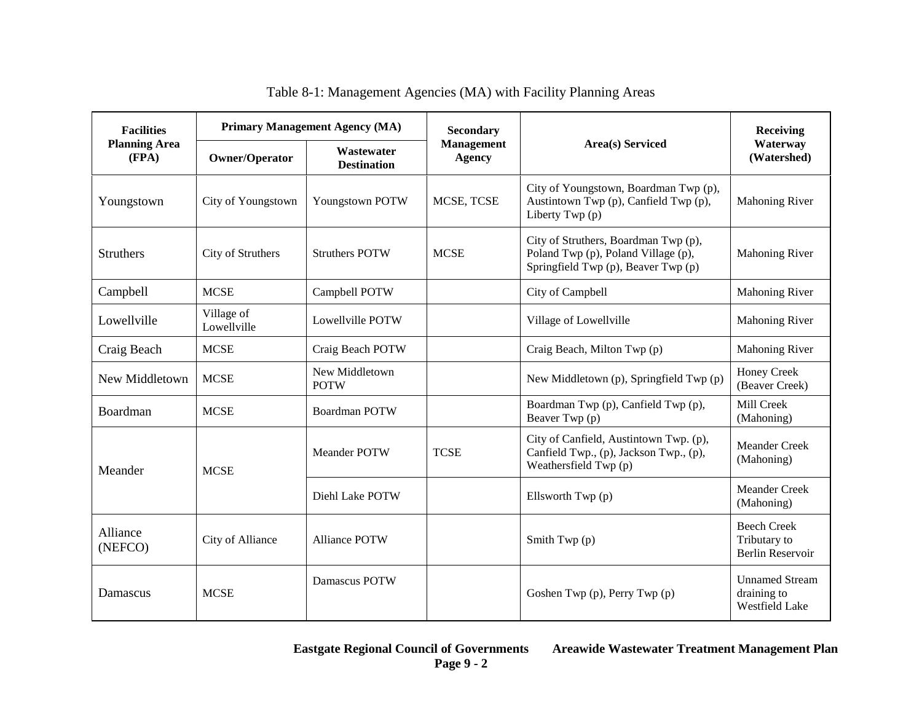Table 8-1: Management Agencies (MA) with Facility Planning Areas

| Facilities Planning Area (FPA) | Primary Management Agency (MA) | | Secondary Management Agency | Area(s) Serviced | Receiving Waterway (Watershed) |
|---|---|---|---|---|---|
| | Owner/Operator | Wastewater Destination | | | |
| Youngstown | City of Youngstown | Youngstown POTW | MCSE, TCSE | City of Youngstown, Boardman Twp (p), Austintown Twp (p), Canfield Twp (p), Liberty Twp (p) | Mahoning River |
| Struthers | City of Struthers | Struthers POTW | MCSE | City of Struthers, Boardman Twp (p), Poland Twp (p), Poland Village (p), Springfield Twp (p), Beaver Twp (p) | Mahoning River |
| Campbell | MCSE | Campbell POTW | | City of Campbell | Mahoning River |
| Lowellville | Village of Lowellville | Lowellville POTW | | Village of Lowellville | Mahoning River |
| Craig Beach | MCSE | Craig Beach POTW | | Craig Beach, Milton Twp (p) | Mahoning River |
| New Middletown | MCSE | New Middletown POTW | | New Middletown (p), Springfield Twp (p) | Honey Creek (Beaver Creek) |
| Boardman | MCSE | Boardman POTW | | Boardman Twp (p), Canfield Twp (p), Beaver Twp (p) | Mill Creek (Mahoning) |
| Meander | MCSE | Meander POTW | TCSE | City of Canfield, Austintown Twp. (p), Canfield Twp., (p), Jackson Twp., (p), Weathersfield Twp (p) | Meander Creek (Mahoning) |
| | | Diehl Lake POTW | | Ellsworth Twp (p) | Meander Creek (Mahoning) |
| Alliance (NEFCO) | City of Alliance | Alliance POTW | | Smith Twp (p) | Beech Creek Tributary to Berlin Reservoir |
| Damascus | MCSE | Damascus POTW | | Goshen Twp (p), Perry Twp (p) | Unnamed Stream draining to Westfield Lake |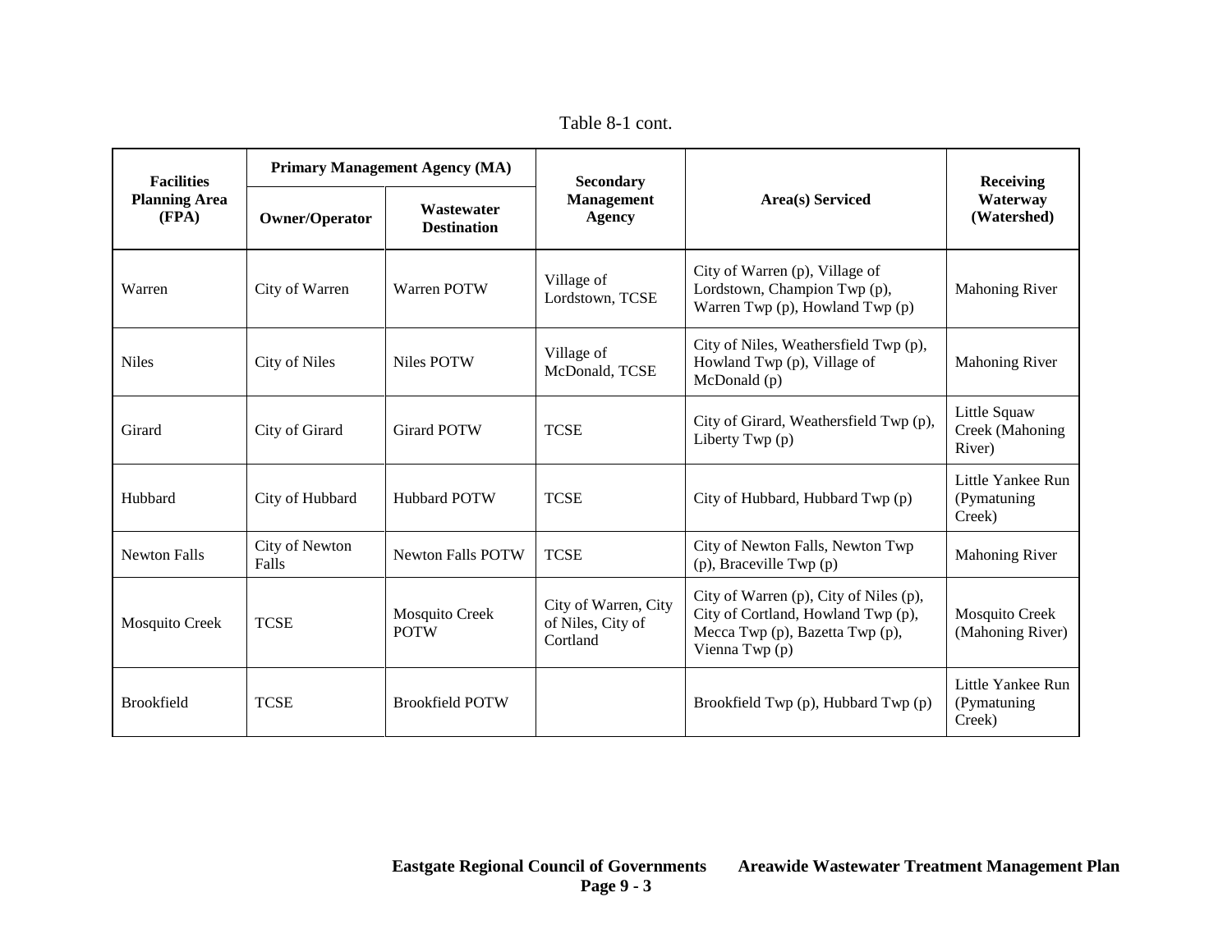Table 8-1 cont.

| Facilities Planning Area (FPA) | Primary Management Agency (MA) | | Secondary Management Agency | Area(s) Serviced | Receiving Waterway (Watershed) |
|---|---|---|---|---|---|
| | Owner/Operator | Wastewater Destination | | | |
| Warren | City of Warren | Warren POTW | Village of Lordstown, TCSE | City of Warren (p), Village of Lordstown, Champion Twp (p), Warren Twp (p), Howland Twp (p) | Mahoning River |
| Niles | City of Niles | Niles POTW | Village of McDonald, TCSE | City of Niles, Weathersfield Twp (p), Howland Twp (p), Village of McDonald (p) | Mahoning River |
| Girard | City of Girard | Girard POTW | TCSE | City of Girard, Weathersfield Twp (p), Liberty Twp (p) | Little Squaw Creek (Mahoning River) |
| Hubbard | City of Hubbard | Hubbard POTW | TCSE | City of Hubbard, Hubbard Twp (p) | Little Yankee Run (Pymatuning Creek) |
| Newton Falls | City of Newton Falls | Newton Falls POTW | TCSE | City of Newton Falls, Newton Twp (p), Braceville Twp (p) | Mahoning River |
| Mosquito Creek | TCSE | Mosquito Creek POTW | City of Warren, City of Niles, City of Cortland | City of Warren (p), City of Niles (p), City of Cortland, Howland Twp (p), Mecca Twp (p), Bazetta Twp (p), Vienna Twp (p) | Mosquito Creek (Mahoning River) |
| Brookfield | TCSE | Brookfield POTW | | Brookfield Twp (p), Hubbard Twp (p) | Little Yankee Run (Pymatuning Creek) |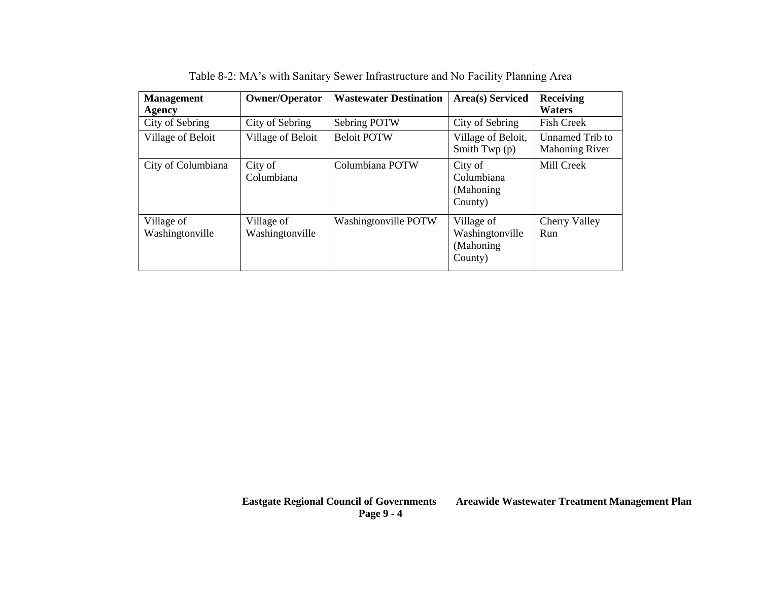Table 8-2: MA's with Sanitary Sewer Infrastructure and No Facility Planning Area

| Management Agency | Owner/Operator | Wastewater Destination | Area(s) Serviced | Receiving Waters |
|---|---|---|---|---|
| City of Sebring | City of Sebring | Sebring POTW | City of Sebring | Fish Creek |
| Village of Beloit | Village of Beloit | Beloit POTW | Village of Beloit, Smith Twp (p) | Unnamed Trib to Mahoning River |
| City of Columbiana | City of Columbiana | Columbiana POTW | City of Columbiana (Mahoning County) | Mill Creek |
| Village of Washingtonville | Village of Washingtonville | Washingtonville POTW | Village of Washingtonville (Mahoning County) | Cherry Valley Run |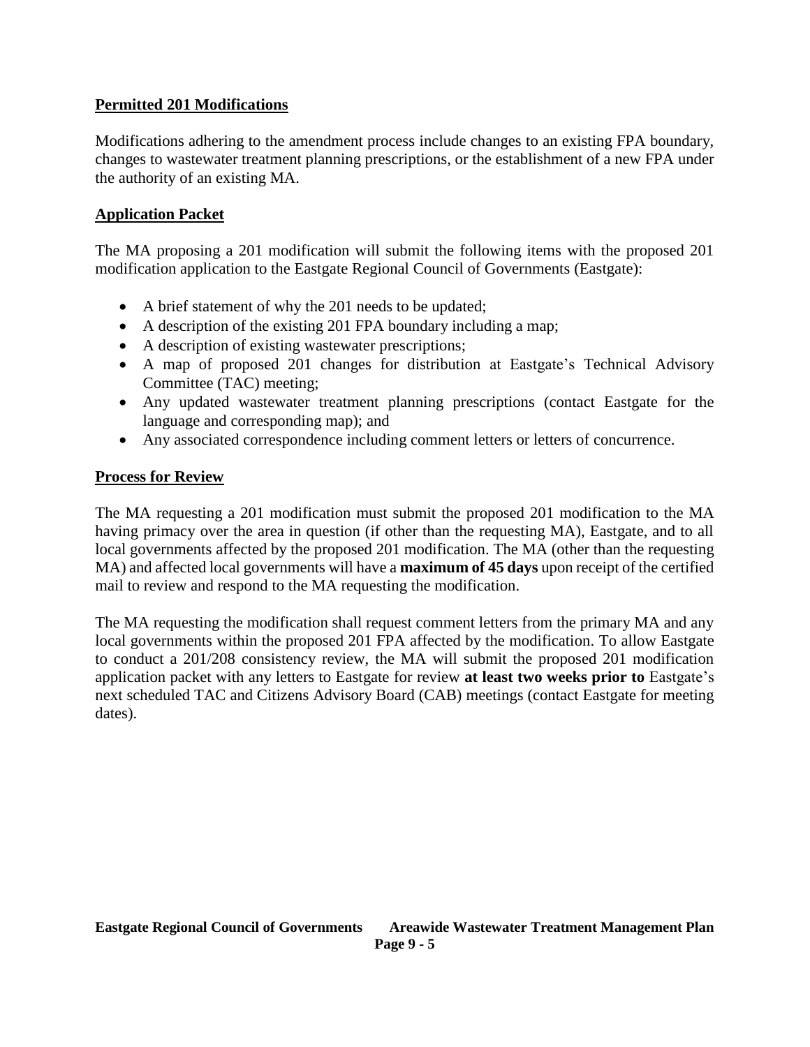## Permitted 201 Modifications

Modifications adhering to the amendment process include changes to an existing FPA boundary, changes to wastewater treatment planning prescriptions, or the establishment of a new FPA under the authority of an existing MA.

## Application Packet

The MA proposing a 201 modification will submit the following items with the proposed 201 modification application to the Eastgate Regional Council of Governments (Eastgate):

- A brief statement of why the 201 needs to be updated;
- A description of the existing 201 FPA boundary including a map;
- A description of existing wastewater prescriptions;
- A map of proposed 201 changes for distribution at Eastgate's Technical Advisory Committee (TAC) meeting;
- Any updated wastewater treatment planning prescriptions (contact Eastgate for the language and corresponding map); and
- Any associated correspondence including comment letters or letters of concurrence.

## Process for Review

The MA requesting a 201 modification must submit the proposed 201 modification to the MA having primacy over the area in question (if other than the requesting MA), Eastgate, and to all local governments affected by the proposed 201 modification. The MA (other than the requesting MA) and affected local governments will have a **maximum of 45 days** upon receipt of the certified mail to review and respond to the MA requesting the modification.

The MA requesting the modification shall request comment letters from the primary MA and any local governments within the proposed 201 FPA affected by the modification. To allow Eastgate to conduct a 201/208 consistency review, the MA will submit the proposed 201 modification application packet with any letters to Eastgate for review **at least two weeks prior to** Eastgate's next scheduled TAC and Citizens Advisory Board (CAB) meetings (contact Eastgate for meeting dates).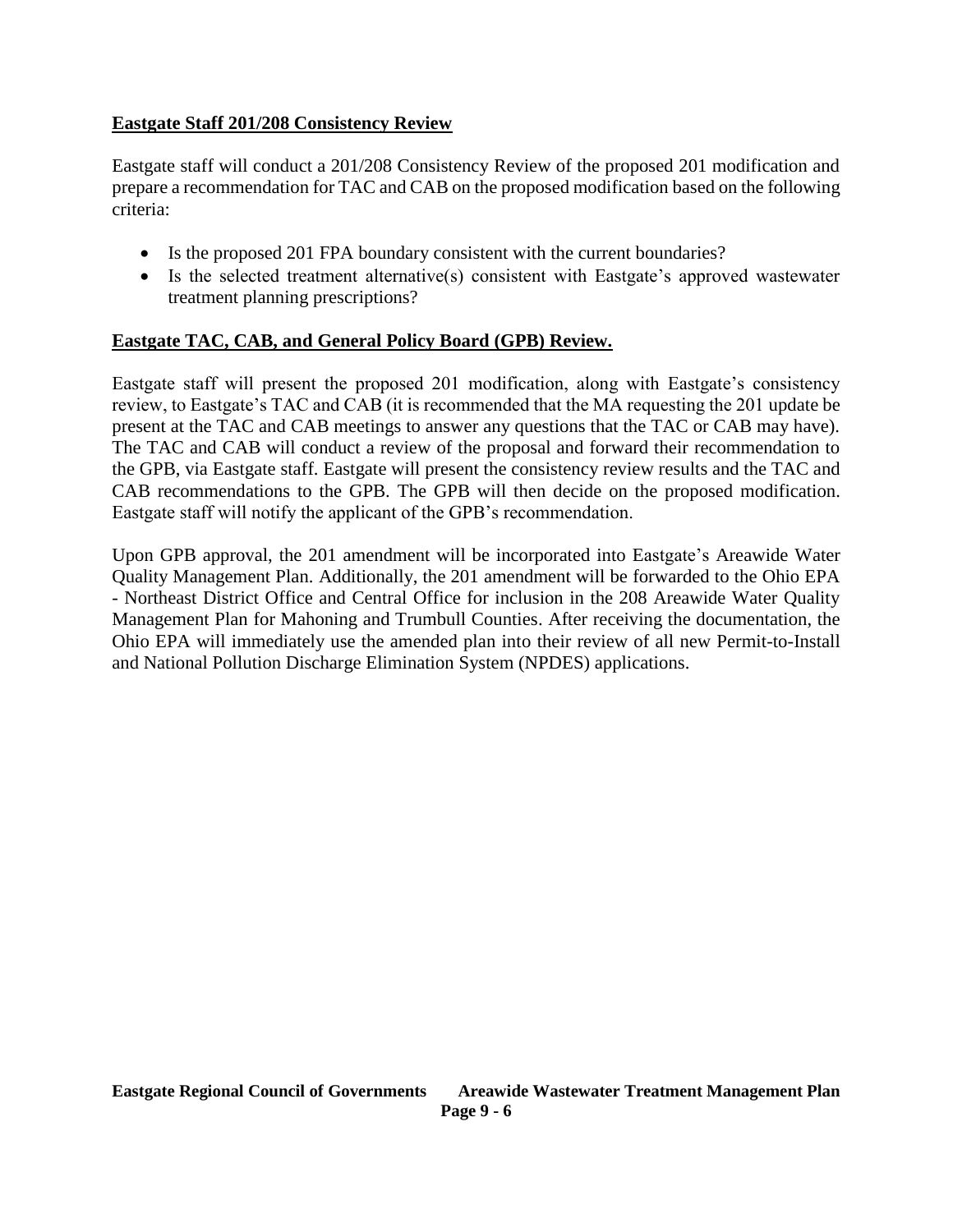## Eastgate Staff 201/208 Consistency Review

Eastgate staff will conduct a 201/208 Consistency Review of the proposed 201 modification and prepare a recommendation for TAC and CAB on the proposed modification based on the following criteria:

- Is the proposed 201 FPA boundary consistent with the current boundaries?
- Is the selected treatment alternative(s) consistent with Eastgate's approved wastewater treatment planning prescriptions?

## Eastgate TAC, CAB, and General Policy Board (GPB) Review.

Eastgate staff will present the proposed 201 modification, along with Eastgate's consistency review, to Eastgate's TAC and CAB (it is recommended that the MA requesting the 201 update be present at the TAC and CAB meetings to answer any questions that the TAC or CAB may have). The TAC and CAB will conduct a review of the proposal and forward their recommendation to the GPB, via Eastgate staff. Eastgate will present the consistency review results and the TAC and CAB recommendations to the GPB. The GPB will then decide on the proposed modification. Eastgate staff will notify the applicant of the GPB's recommendation.

Upon GPB approval, the 201 amendment will be incorporated into Eastgate's Areawide Water Quality Management Plan. Additionally, the 201 amendment will be forwarded to the Ohio EPA - Northeast District Office and Central Office for inclusion in the 208 Areawide Water Quality Management Plan for Mahoning and Trumbull Counties. After receiving the documentation, the Ohio EPA will immediately use the amended plan into their review of all new Permit-to-Install and National Pollution Discharge Elimination System (NPDES) applications.